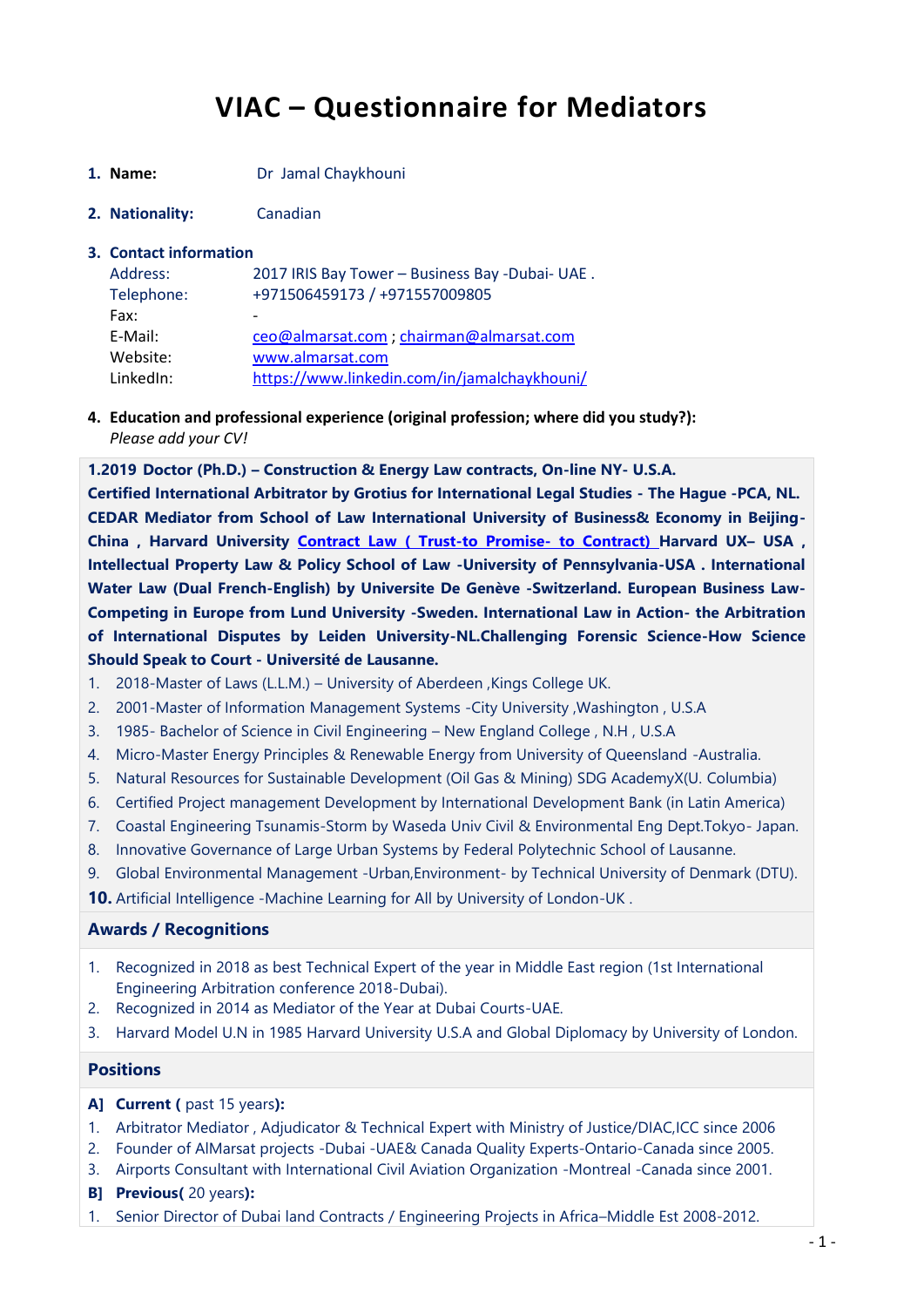# VIAC – Questionnaire for Mediators

1. **Name:** Dr Jamal Chaykhouni

2. **Nationality:** Canadian

3. **Contact information**

| | |
|---|---|
| Address: | 2017 IRIS Bay Tower – Business Bay -Dubai- UAE . |
| Telephone: | +971506459173 / +971557009805 |
| Fax: | - |
| E-Mail: | ceo@almarsat.com ; chairman@almarsat.com |
| Website: | www.almarsat.com |
| LinkedIn: | https://www.linkedin.com/in/jamalchaykhouni/ |

4. **Education and professional experience (original profession; where did you study?):**
*Please add your CV!*

**1.2019 Doctor (Ph.D.) – Construction & Energy Law contracts, On-line NY- U.S.A. Certified International Arbitrator by Grotius for International Legal Studies - The Hague -PCA, NL. CEDAR Mediator from School of Law International University of Business& Economy in Beijing-China , Harvard University Contract Law ( Trust-to Promise- to Contract) Harvard UX– USA , Intellectual Property Law & Policy School of Law -University of Pennsylvania-USA . International Water Law (Dual French-English) by Universite De Genève -Switzerland. European Business Law-Competing in Europe from Lund University -Sweden. International Law in Action- the Arbitration of International Disputes by Leiden University-NL.Challenging Forensic Science-How Science Should Speak to Court - Université de Lausanne.**

1. 2018-Master of Laws (L.L.M.) – University of Aberdeen ,Kings College UK.
2. 2001-Master of Information Management Systems -City University ,Washington , U.S.A
3. 1985- Bachelor of Science in Civil Engineering – New England College , N.H , U.S.A
4. Micro-Master Energy Principles & Renewable Energy from University of Queensland -Australia.
5. Natural Resources for Sustainable Development (Oil Gas & Mining) SDG AcademyX(U. Columbia)
6. Certified Project management Development by International Development Bank (in Latin America)
7. Coastal Engineering Tsunamis-Storm by Waseda Univ Civil & Environmental Eng Dept.Tokyo- Japan.
8. Innovative Governance of Large Urban Systems by Federal Polytechnic School of Lausanne.
9. Global Environmental Management -Urban,Environment- by Technical University of Denmark (DTU).
10. Artificial Intelligence -Machine Learning for All by University of London-UK .

**Awards / Recognitions**

1. Recognized in 2018 as best Technical Expert of the year in Middle East region (1st International Engineering Arbitration conference 2018-Dubai).
2. Recognized in 2014 as Mediator of the Year at Dubai Courts-UAE.
3. Harvard Model U.N in 1985 Harvard University U.S.A and Global Diplomacy by University of London.

**Positions**

**A] Current (** past 15 years**):**

1. Arbitrator Mediator , Adjudicator & Technical Expert with Ministry of Justice/DIAC,ICC since 2006
2. Founder of AlMarsat projects -Dubai -UAE& Canada Quality Experts-Ontario-Canada since 2005.
3. Airports Consultant with International Civil Aviation Organization -Montreal -Canada since 2001.

**B] Previous(** 20 years**):**

1. Senior Director of Dubai land Contracts / Engineering Projects in Africa–Middle Est 2008-2012.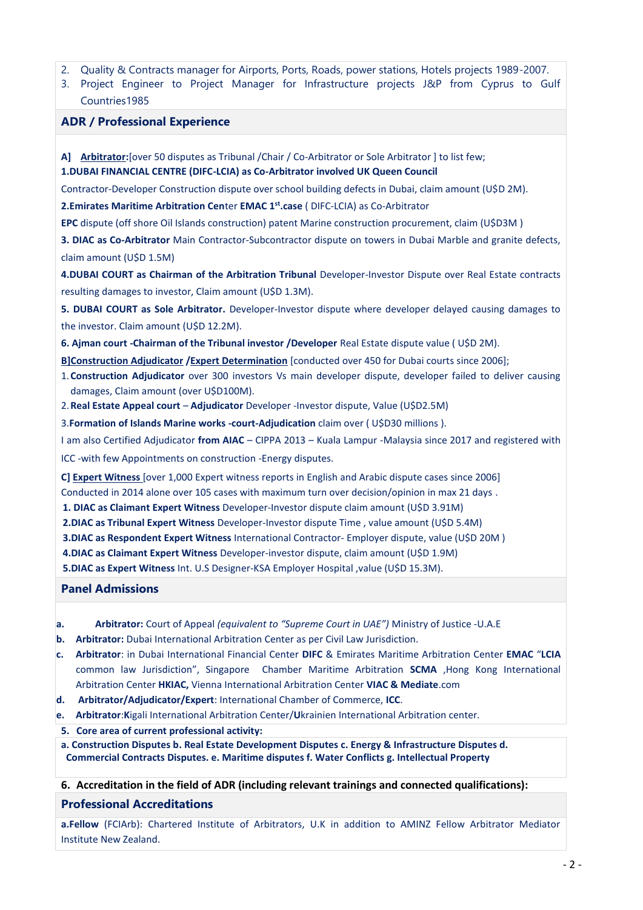2. Quality & Contracts manager for Airports, Ports, Roads, power stations, Hotels projects 1989-2007.
3. Project Engineer to Project Manager for Infrastructure projects J&P from Cyprus to Gulf Countries1985

## ADR / Professional Experience

**A]** **<u>Arbitrator</u>:**[over 50 disputes as Tribunal /Chair / Co-Arbitrator or Sole Arbitrator ] to list few;

**1.DUBAI FINANCIAL CENTRE (DIFC-LCIA) as Co-Arbitrator involved UK Queen Council**

Contractor-Developer Construction dispute over school building defects in Dubai, claim amount (U$D 2M).

**2.Emirates Maritime Arbitration Cen**ter **EMAC 1st.case** ( DIFC-LCIA) as Co-Arbitrator

**EPC** dispute (off shore Oil Islands construction) patent Marine construction procurement, claim (U$D3M )

**3. DIAC as Co-Arbitrator** Main Contractor-Subcontractor dispute on towers in Dubai Marble and granite defects, claim amount (U$D 1.5M)

**4.DUBAI COURT as Chairman of the Arbitration Tribunal** Developer-Investor Dispute over Real Estate contracts resulting damages to investor, Claim amount (U$D 1.3M).

**5. DUBAI COURT as Sole Arbitrator.** Developer-Investor dispute where developer delayed causing damages to the investor. Claim amount (U$D 12.2M).

**6. Ajman court -Chairman of the Tribunal investor /Developer** Real Estate dispute value ( U$D 2M).

**<u>B]Construction Adjudicator</u> /<u>Expert Determination</u>** [conducted over 450 for Dubai courts since 2006];

1. **Construction Adjudicator** over 300 investors Vs main developer dispute, developer failed to deliver causing damages, Claim amount (over U$D100M).
2. **Real Estate Appeal court** – **Adjudicator** Developer -Investor dispute, Value (U$D2.5M)
3. **Formation of Islands Marine works -court-Adjudication** claim over ( U$D30 millions ).

I am also Certified Adjudicator **from AIAC** – CIPPA 2013 – Kuala Lampur -Malaysia since 2017 and registered with ICC -with few Appointments on construction -Energy disputes.

**C]** **<u>Expert Witness</u>** [over 1,000 Expert witness reports in English and Arabic dispute cases since 2006]

Conducted in 2014 alone over 105 cases with maximum turn over decision/opinion in max 21 days .

1. **DIAC as Claimant Expert Witness** Developer-Investor dispute claim amount (U$D 3.91M)
2. **DIAC as Tribunal Expert Witness** Developer-Investor dispute Time , value amount (U$D 5.4M)
3. **DIAC as Respondent Expert Witness** International Contractor- Employer dispute, value (U$D 20M )
4. **DIAC as Claimant Expert Witness** Developer-investor dispute, claim amount (U$D 1.9M)
5. **DIAC as Expert Witness** Int. U.S Designer-KSA Employer Hospital ,value (U$D 15.3M).

## Panel Admissions

**a.** **Arbitrator:** Court of Appeal *(equivalent to "Supreme Court in UAE")* Ministry of Justice -U.A.E

**b.** **Arbitrator:** Dubai International Arbitration Center as per Civil Law Jurisdiction.

**c.** **Arbitrator**: in Dubai International Financial Center **DIFC** & Emirates Maritime Arbitration Center **EMAC** "**LCIA** common law Jurisdiction", Singapore Chamber Maritime Arbitration **SCMA** ,Hong Kong International Arbitration Center **HKIAC,** Vienna International Arbitration Center **VIAC & Mediate**.com

**d.** **Arbitrator/Adjudicator/Expert**: International Chamber of Commerce, **ICC**.

**e.** **Arbitrator**:**K**igali International Arbitration Center/**U**krainien International Arbitration center.

**5. Core area of current professional activity:**

**a. Construction Disputes b. Real Estate Development Disputes c. Energy & Infrastructure Disputes d. Commercial Contracts Disputes. e. Maritime disputes f. Water Conflicts g. Intellectual Property**

**6. Accreditation in the field of ADR (including relevant trainings and connected qualifications):**

## Professional Accreditations

**a.Fellow** (FCIArb): Chartered Institute of Arbitrators, U.K in addition to AMINZ Fellow Arbitrator Mediator Institute New Zealand.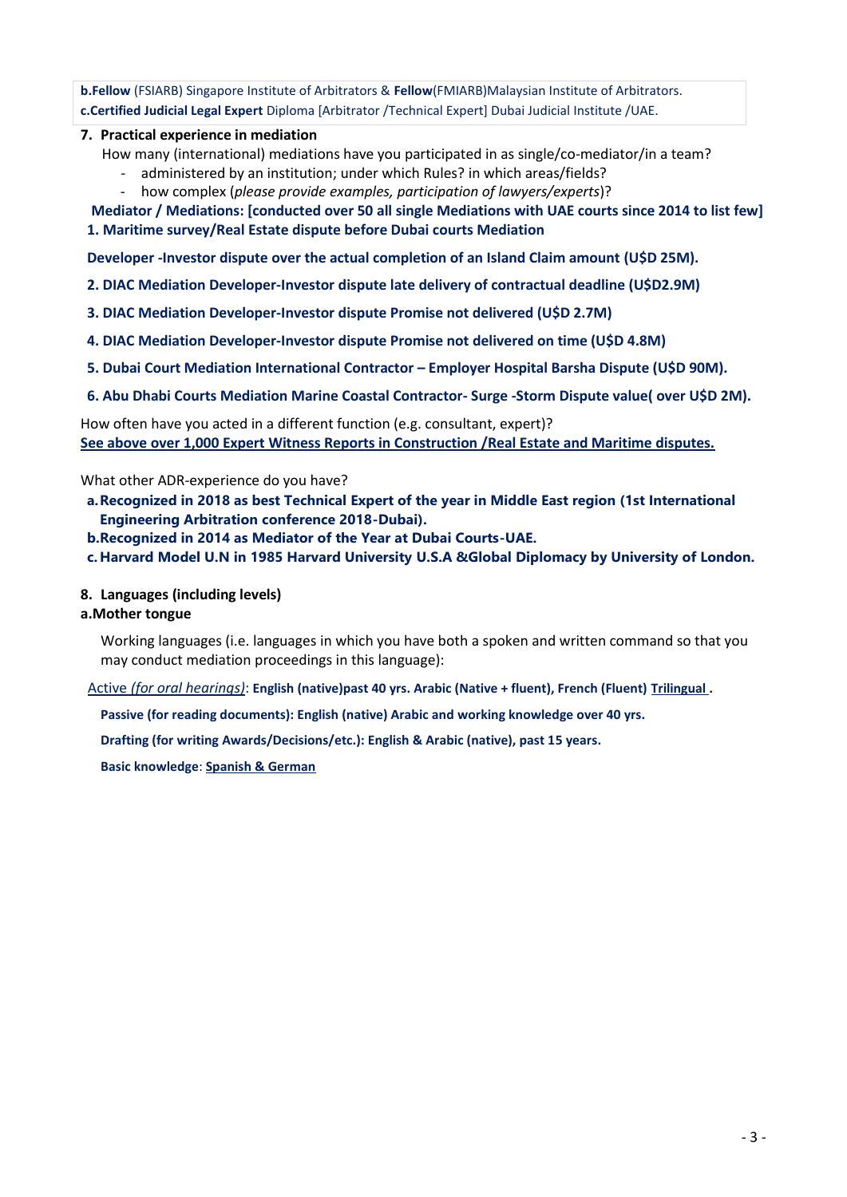**b.Fellow** (FSIARB) Singapore Institute of Arbitrators & **Fellow**(FMIARB)Malaysian Institute of Arbitrators.
**c.Certified Judicial Legal Expert** Diploma [Arbitrator /Technical Expert] Dubai Judicial Institute /UAE.

**7. Practical experience in mediation**

How many (international) mediations have you participated in as single/co-mediator/in a team?

- administered by an institution; under which Rules? in which areas/fields?
- how complex (*please provide examples, participation of lawyers/experts*)?

**Mediator / Mediations: [conducted over 50 all single Mediations with UAE courts since 2014 to list few]**

**1. Maritime survey/Real Estate dispute before Dubai courts Mediation**

**Developer -Investor dispute over the actual completion of an Island Claim amount (U$D 25M).**

**2. DIAC Mediation Developer-Investor dispute late delivery of contractual deadline (U$D2.9M)**

**3. DIAC Mediation Developer-Investor dispute Promise not delivered (U$D 2.7M)**

**4. DIAC Mediation Developer-Investor dispute Promise not delivered on time (U$D 4.8M)**

**5. Dubai Court Mediation International Contractor – Employer Hospital Barsha Dispute (U$D 90M).**

**6. Abu Dhabi Courts Mediation Marine Coastal Contractor- Surge -Storm Dispute value( over U$D 2M).**

How often have you acted in a different function (e.g. consultant, expert)?
**See above over 1,000 Expert Witness Reports in Construction /Real Estate and Maritime disputes.**

What other ADR-experience do you have?

**a. Recognized in 2018 as best Technical Expert of the year in Middle East region (1st International Engineering Arbitration conference 2018-Dubai).**
**b. Recognized in 2014 as Mediator of the Year at Dubai Courts-UAE.**
**c. Harvard Model U.N in 1985 Harvard University U.S.A &Global Diplomacy by University of London.**

**8. Languages (including levels)**

**a.Mother tongue**

Working languages (i.e. languages in which you have both a spoken and written command so that you may conduct mediation proceedings in this language):

Active *(for oral hearings)*: **English (native)past 40 yrs. Arabic (Native + fluent), French (Fluent) Trilingual .**

**Passive (for reading documents): English (native) Arabic and working knowledge over 40 yrs.**

**Drafting (for writing Awards/Decisions/etc.): English & Arabic (native), past 15 years.**

**Basic knowledge**: **Spanish & German**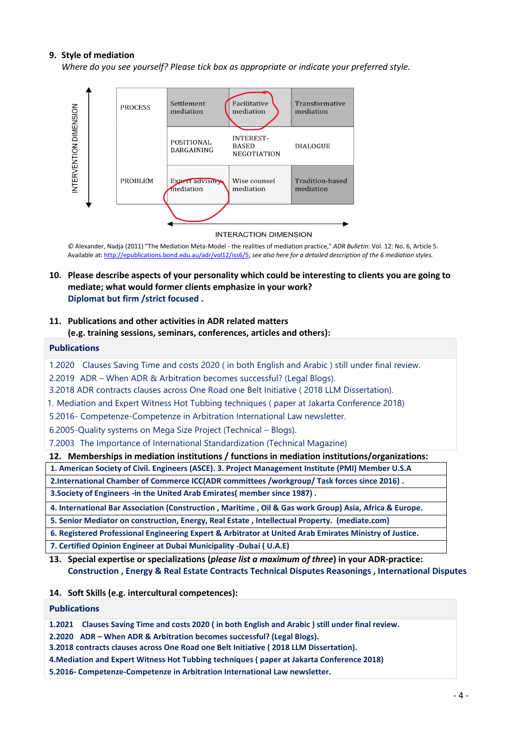**9. Style of mediation**

*Where do you see yourself? Please tick box as appropriate or indicate your preferred style.*

| | Settlement mediation | Facilitative mediation | Transformative mediation |
|---|---|---|---|
| PROCESS | | | |
| | POSITIONAL BARGAINING | INTEREST-BASED NEGOTIATION | DIALOGUE |
| PROBLEM | Expert advisory mediation | Wise counsel mediation | Tradition-based mediation |

INTERVENTION DIMENSION (vertical axis)

INTERACTION DIMENSION (horizontal axis)

© Alexander, Nadja (2011) "The Mediation Meta-Model - the realities of mediation practice," *ADR Bulletin*: Vol. 12: No. 6, Article 5. Available at: http://epublications.bond.edu.au/adr/vol12/iss6/5; *see also here for a detailed description of the 6 mediation styles.*

**10. Please describe aspects of your personality which could be interesting to clients you are going to mediate; what would former clients emphasize in your work?**

**Diplomat but firm /strict focused .**

**11. Publications and other activities in ADR related matters (e.g. training sessions, seminars, conferences, articles and others):**

**Publications**

1.2020 Clauses Saving Time and costs 2020 ( in both English and Arabic ) still under final review.
2.2019 ADR – When ADR & Arbitration becomes successful? (Legal Blogs).
3.2018 ADR contracts clauses across One Road one Belt Initiative ( 2018 LLM Dissertation).
1. Mediation and Expert Witness Hot Tubbing techniques ( paper at Jakarta Conference 2018)
5.2016- Competenze-Competenze in Arbitration International Law newsletter.
6.2005-Quality systems on Mega Size Project (Technical – Blogs).
7.2003 The Importance of International Standardization (Technical Magazine)

**12. Memberships in mediation institutions / functions in mediation institutions/organizations:**

**1. American Society of Civil. Engineers (ASCE). 3. Project Management Institute (PMI) Member U.S.A**
**2.International Chamber of Commerce ICC(ADR committees /workgroup/ Task forces since 2016) .**
**3.Society of Engineers -in the United Arab Emirates( member since 1987) .**
**4. International Bar Association (Construction , Maritime , Oil & Gas work Group) Asia, Africa & Europe.**
**5. Senior Mediator on construction, Energy, Real Estate , Intellectual Property. (mediate.com)**
**6. Registered Professional Engineering Expert & Arbitrator at United Arab Emirates Ministry of Justice.**
**7. Certified Opinion Engineer at Dubai Municipality -Dubai ( U.A.E)**

**13. Special expertise or specializations (*please list a maximum of three*) in your ADR-practice:**

**Construction , Energy & Real Estate Contracts Technical Disputes Reasonings , International Disputes**

**14. Soft Skills (e.g. intercultural competences):**

**Publications**

**1.2021 Clauses Saving Time and costs 2020 ( in both English and Arabic ) still under final review.**
**2.2020 ADR – When ADR & Arbitration becomes successful? (Legal Blogs).**
**3.2018 contracts clauses across One Road one Belt Initiative ( 2018 LLM Dissertation).**
**4.Mediation and Expert Witness Hot Tubbing techniques ( paper at Jakarta Conference 2018)**
**5.2016- Competenze-Competenze in Arbitration International Law newsletter.**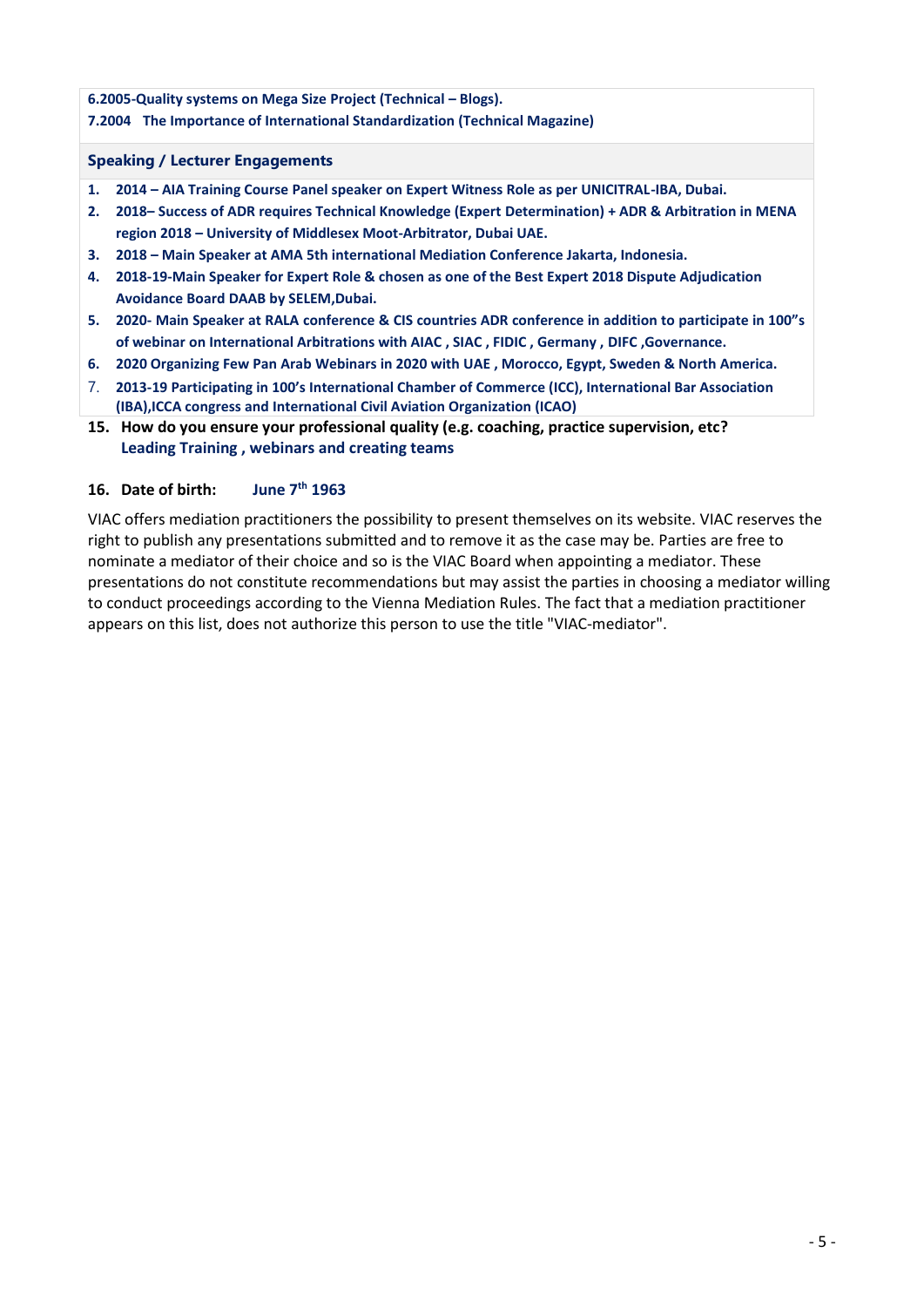**6.2005-Quality systems on Mega Size Project (Technical – Blogs).**

**7.2004 The Importance of International Standardization (Technical Magazine)**

**Speaking / Lecturer Engagements**

1. **2014 – AIA Training Course Panel speaker on Expert Witness Role as per UNICITRAL-IBA, Dubai.**
2. **2018– Success of ADR requires Technical Knowledge (Expert Determination) + ADR & Arbitration in MENA region 2018 – University of Middlesex Moot-Arbitrator, Dubai UAE.**
3. **2018 – Main Speaker at AMA 5th international Mediation Conference Jakarta, Indonesia.**
4. **2018-19-Main Speaker for Expert Role & chosen as one of the Best Expert 2018 Dispute Adjudication Avoidance Board DAAB by SELEM,Dubai.**
5. **2020- Main Speaker at RALA conference & CIS countries ADR conference in addition to participate in 100"s of webinar on International Arbitrations with AIAC , SIAC , FIDIC , Germany , DIFC ,Governance.**
6. **2020 Organizing Few Pan Arab Webinars in 2020 with UAE , Morocco, Egypt, Sweden & North America.**
7. **2013-19 Participating in 100's International Chamber of Commerce (ICC), International Bar Association (IBA),ICCA congress and International Civil Aviation Organization (ICAO)**

**15. How do you ensure your professional quality (e.g. coaching, practice supervision, etc?**
**Leading Training , webinars and creating teams**

**16. Date of birth: June 7th 1963**

VIAC offers mediation practitioners the possibility to present themselves on its website. VIAC reserves the right to publish any presentations submitted and to remove it as the case may be. Parties are free to nominate a mediator of their choice and so is the VIAC Board when appointing a mediator. These presentations do not constitute recommendations but may assist the parties in choosing a mediator willing to conduct proceedings according to the Vienna Mediation Rules. The fact that a mediation practitioner appears on this list, does not authorize this person to use the title "VIAC-mediator".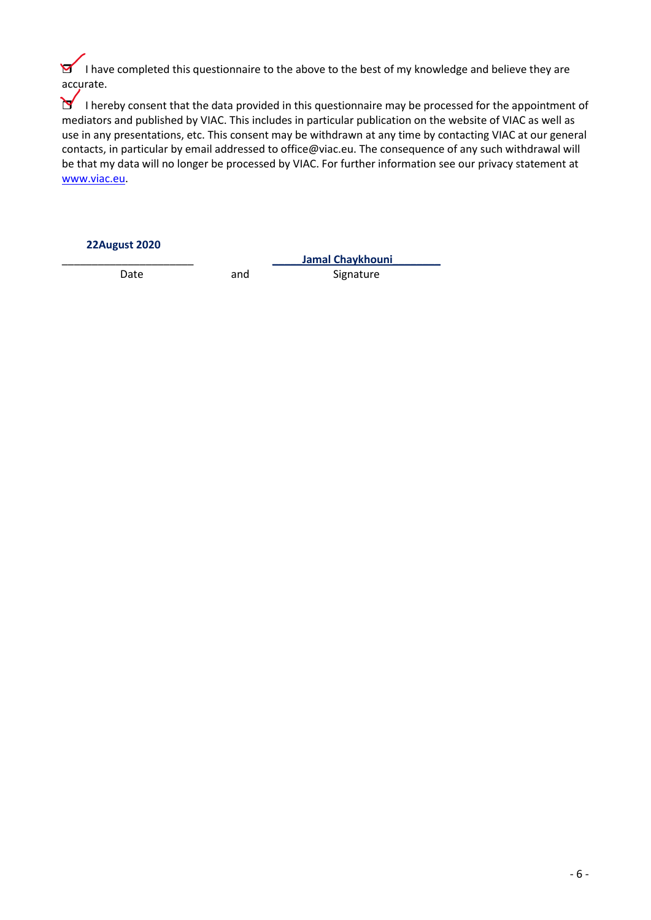☑ I have completed this questionnaire to the above to the best of my knowledge and believe they are accurate.

☑ I hereby consent that the data provided in this questionnaire may be processed for the appointment of mediators and published by VIAC. This includes in particular publication on the website of VIAC as well as use in any presentations, etc. This consent may be withdrawn at any time by contacting VIAC at our general contacts, in particular by email addressed to office@viac.eu. The consequence of any such withdrawal will be that my data will no longer be processed by VIAC. For further information see our privacy statement at www.viac.eu.

**22August 2020** **Jamal Chaykhouni**

Date and Signature